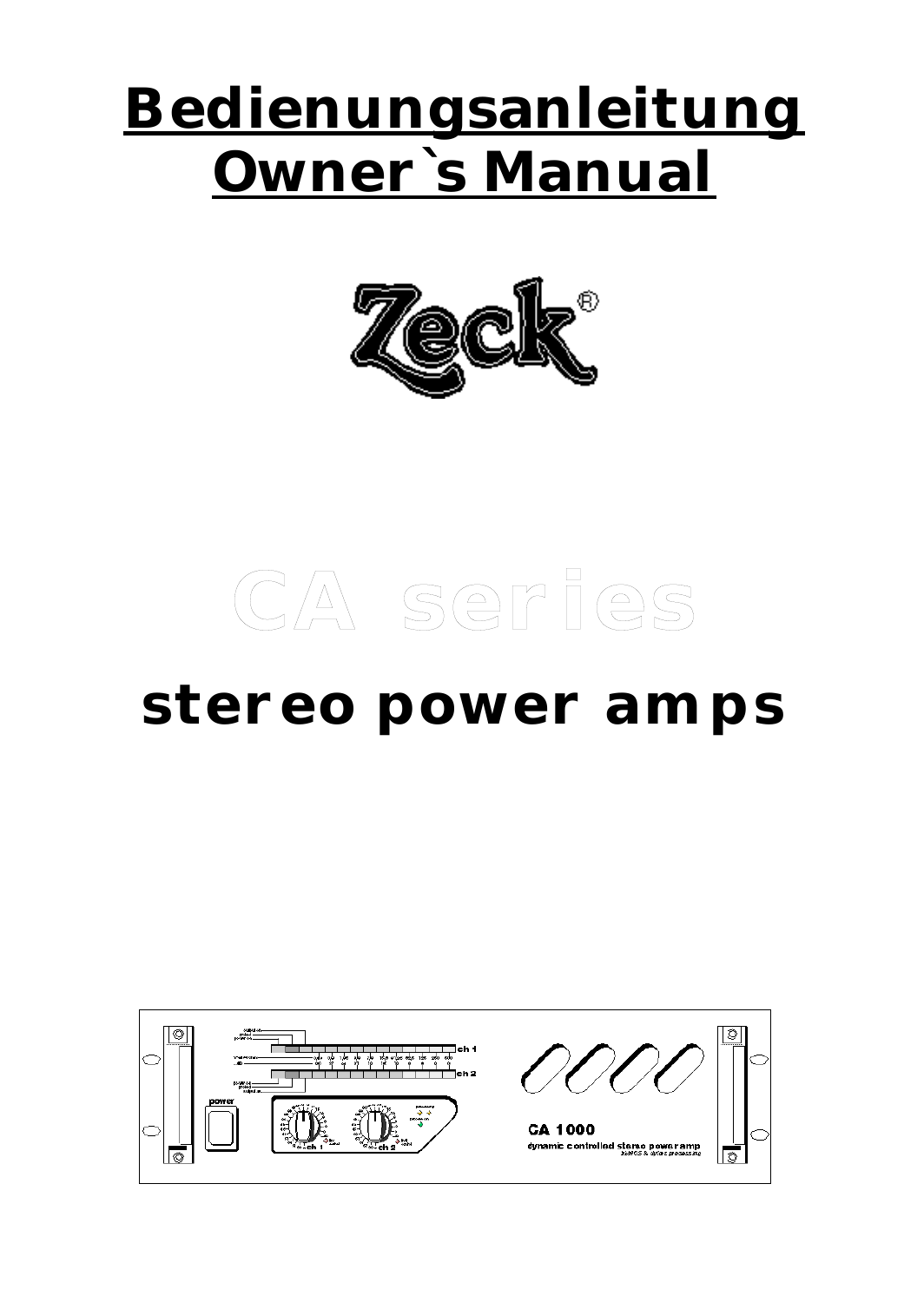# Bedienungsanleitung
# Owner`s Manual

Zeck®

CA series

**stereo power amps**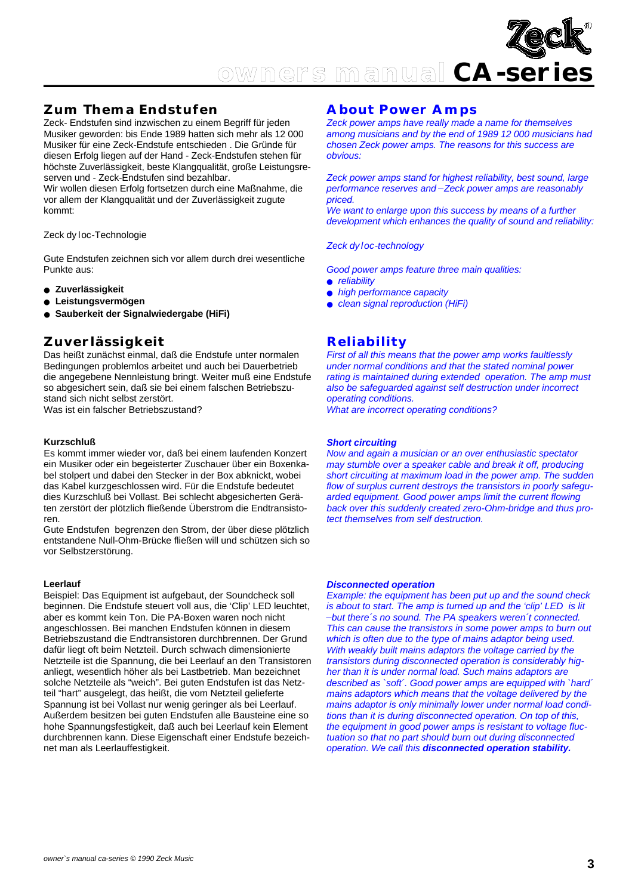## Zum Thema Endstufen

Zeck- Endstufen sind inzwischen zu einem Begriff für jeden Musiker geworden: bis Ende 1989 hatten sich mehr als 12 000 Musiker für eine Zeck-Endstufe entschieden . Die Gründe für diesen Erfolg liegen auf der Hand - Zeck-Endstufen stehen für höchste Zuverlässigkeit, beste Klangqualität, große Leistungsreserven und - Zeck-Endstufen sind bezahlbar.
Wir wollen diesen Erfolg fortsetzen durch eine Maßnahme, die vor allem der Klangqualität und der Zuverlässigkeit zugute kommt:

Zeck dy l oc-Technologie

Gute Endstufen zeichnen sich vor allem durch drei wesentliche Punkte aus:

- **Zuverlässigkeit**
- **Leistungsvermögen**
- **Sauberkeit der Signalwiedergabe (HiFi)**

## Zuverlässigkeit

Das heißt zunächst einmal, daß die Endstufe unter normalen Bedingungen problemlos arbeitet und auch bei Dauerbetrieb die angegebene Nennleistung bringt. Weiter muß eine Endstufe so abgesichert sein, daß sie bei einem falschen Betriebszustand sich nicht selbst zerstört.
Was ist ein falscher Betriebszustand?

**Kurzschluß**

Es kommt immer wieder vor, daß bei einem laufenden Konzert ein Musiker oder ein begeisterter Zuschauer über ein Boxenkabel stolpert und dabei den Stecker in der Box abknickt, wobei das Kabel kurzgeschlossen wird. Für die Endstufe bedeutet dies Kurzschluß bei Vollast. Bei schlecht abgesicherten Geräten zerstört der plötzlich fließende Überstrom die Endtransistoren.
Gute Endstufen begrenzen den Strom, der über diese plötzlich entstandene Null-Ohm-Brücke fließen will und schützen sich so vor Selbstzerstörung.

**Leerlauf**

Beispiel: Das Equipment ist aufgebaut, der Soundcheck soll beginnen. Die Endstufe steuert voll aus, die 'Clip' LED leuchtet, aber es kommt kein Ton. Die PA-Boxen waren noch nicht angeschlossen. Bei manchen Endstufen können in diesem Betriebszustand die Endtransistoren durchbrennen. Der Grund dafür liegt oft beim Netzteil. Durch schwach dimensionierte Netzteile ist die Spannung, die bei Leerlauf an den Transistoren anliegt, wesentlich höher als bei Lastbetrieb. Man bezeichnet solche Netzteile als “weich”. Bei guten Endstufen ist das Netzteil “hart” ausgelegt, das heißt, die vom Netzteil gelieferte Spannung ist bei Vollast nur wenig geringer als bei Leerlauf. Außerdem besitzen bei guten Endstufen alle Bausteine eine so hohe Spannungsfestigkeit, daß auch bei Leerlauf kein Element durchbrennen kann. Diese Eigenschaft einer Endstufe bezeichnet man als Leerlauffestigkeit.

## About Power Amps

*Zeck power amps have really made a name for themselves among musicians and by the end of 1989 12 000 musicians had chosen Zeck power amps. The reasons for this success are obvious:*

*Zeck power amps stand for highest reliability, best sound, large performance reserves and – Zeck power amps are reasonably priced.*
*We want to enlarge upon this success by means of a further development which enhances the quality of sound and reliability:*

*Zeck dy l oc-technology*

*Good power amps feature three main qualities:*

- *reliability*
- *high performance capacity*
- *clean signal reproduction (HiFi)*

## Reliability

*First of all this means that the power amp works faultlessly under normal conditions and that the stated nominal power rating is maintained during extended operation. The amp must also be safeguarded against self destruction under incorrect operating conditions.*
*What are incorrect operating conditions?*

***Short circuiting***

*Now and again a musician or an over enthusiastic spectator may stumble over a speaker cable and break it off, producing short circuiting at maximum load in the power amp. The sudden flow of surplus current destroys the transistors in poorly safeguarded equipment. Good power amps limit the current flowing back over this suddenly created zero-Ohm-bridge and thus protect themselves from self destruction.*

***Disconnected operation***

*Example: the equipment has been put up and the sound check is about to start. The amp is turned up and the 'clip' LED is lit –but there´s no sound. The PA speakers weren´t connected. This can cause the transistors in some power amps to burn out which is often due to the type of mains adaptor being used. With weakly built mains adaptors the voltage carried by the transistors during disconnected operation is considerably higher than it is under normal load. Such mains adaptors are described as `soft´. Good power amps are equipped with `hard´ mains adaptors which means that the voltage delivered by the mains adaptor is only minimally lower under normal load conditions than it is during disconnected operation. On top of this, the equipment in good power amps is resistant to voltage fluctuation so that no part should burn out during disconnected operation. We call this **disconnected operation stability.***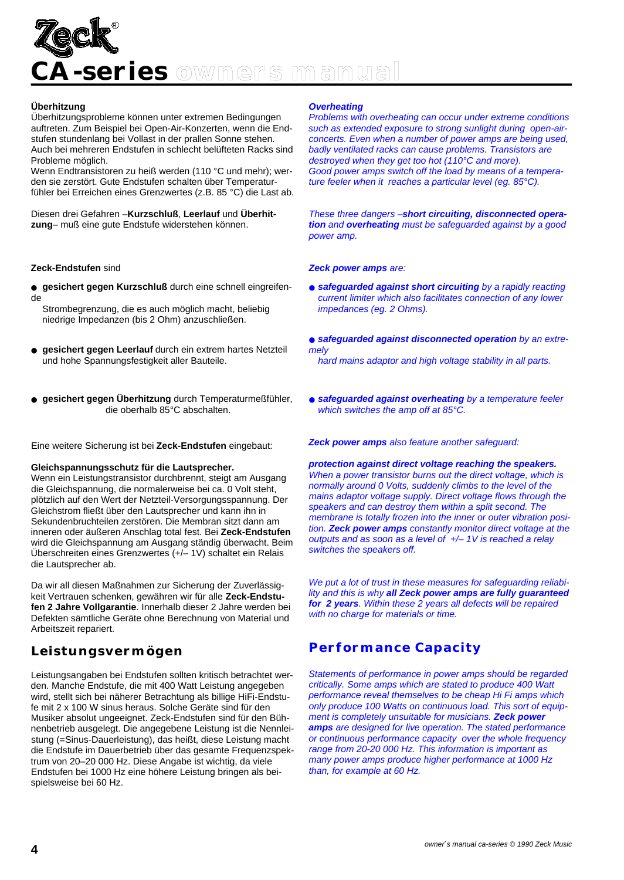**Überhitzung**

Überhitzungsprobleme können unter extremen Bedingungen auftreten. Zum Beispiel bei Open-Air-Konzerten, wenn die Endstufen stundenlang bei Vollast in der prallen Sonne stehen. Auch bei mehreren Endstufen in schlecht belüfteten Racks sind Probleme möglich.
Wenn Endtransistoren zu heiß werden (110 °C und mehr); werden sie zerstört. Gute Endstufen schalten über Temperaturfühler bei Erreichen eines Grenzwertes (z.B. 85 °C) die Last ab.

Diesen drei Gefahren –**Kurzschluß**, **Leerlauf** und **Überhitzung**– muß eine gute Endstufe widerstehen können.

**Zeck-Endstufen** sind

- **gesichert gegen Kurzschluß** durch eine schnell eingreifende Strombegrenzung, die es auch möglich macht, beliebig niedrige Impedanzen (bis 2 Ohm) anzuschließen.
- **gesichert gegen Leerlauf** durch ein extrem hartes Netzteil und hohe Spannungsfestigkeit aller Bauteile.
- **gesichert gegen Überhitzung** durch Temperaturmeßfühler, die oberhalb 85°C abschalten.

Eine weitere Sicherung ist bei **Zeck-Endstufen** eingebaut:

**Gleichspannungsschutz für die Lautsprecher.**
Wenn ein Leistungstransistor durchbrennt, steigt am Ausgang die Gleichspannung, die normalerweise bei ca. 0 Volt steht, plötzlich auf den Wert der Netzteil-Versorgungsspannung. Der Gleichstrom fließt über den Lautsprecher und kann ihn in Sekundenbruchteilen zerstören. Die Membran sitzt dann am inneren oder äußeren Anschlag total fest. Bei **Zeck-Endstufen** wird die Gleichspannung am Ausgang ständig überwacht. Beim Überschreiten eines Grenzwertes (+/– 1V) schaltet ein Relais die Lautsprecher ab.

Da wir all diesen Maßnahmen zur Sicherung der Zuverlässigkeit Vertrauen schenken, gewähren wir für alle **Zeck-Endstufen 2 Jahre Vollgarantie**. Innerhalb dieser 2 Jahre werden bei Defekten sämtliche Geräte ohne Berechnung von Material und Arbeitszeit repariert.

## Leistungsvermögen

Leistungsangaben bei Endstufen sollten kritisch betrachtet werden. Manche Endstufe, die mit 400 Watt Leistung angegeben wird, stellt sich bei näherer Betrachtung als billige HiFi-Endstufe mit 2 x 100 W sinus heraus. Solche Geräte sind für den Musiker absolut ungeeignet. Zeck-Endstufen sind für den Bühnenbetrieb ausgelegt. Die angegebene Leistung ist die Nennleistung (=Sinus-Dauerleistung), das heißt, diese Leistung macht die Endstufe im Dauerbetrieb über das gesamte Frequenzspektrum von 20–20 000 Hz. Diese Angabe ist wichtig, da viele Endstufen bei 1000 Hz eine höhere Leistung bringen als beispielsweise bei 60 Hz.

***Overheating***

*Problems with overheating can occur under extreme conditions such as extended exposure to strong sunlight during open-air-concerts. Even when a number of power amps are being used, badly ventilated racks can cause problems. Transistors are destroyed when they get too hot (110°C and more).*
*Good power amps switch off the load by means of a temperature feeler when it reaches a particular level (eg. 85°C).*

*These three dangers –**short circuiting, disconnected operation** and **overheating** must be safeguarded against by a good power amp.*

***Zeck power amps** are:*

- ***safeguarded against short circuiting** by a rapidly reacting current limiter which also facilitates connection of any lower impedances (eg. 2 Ohms).*
- ***safeguarded against disconnected operation** by an extremely hard mains adaptor and high voltage stability in all parts.*
- ***safeguarded against overheating** by a temperature feeler which switches the amp off at 85°C.*

***Zeck power amps** also feature another safeguard:*

***protection against direct voltage reaching the speakers.***
*When a power transistor burns out the direct voltage, which is normally around 0 Volts, suddenly climbs to the level of the mains adaptor voltage supply. Direct voltage flows through the speakers and can destroy them within a split second. The membrane is totally frozen into the inner or outer vibration position. **Zeck power amps** constantly monitor direct voltage at the outputs and as soon as a level of +/– 1V is reached a relay switches the speakers off.*

*We put a lot of trust in these measures for safeguarding reliability and this is why **all Zeck power amps are fully guaranteed for 2 years**. Within these 2 years all defects will be repaired with no charge for materials or time.*

## Performance Capacity

*Statements of performance in power amps should be regarded critically. Some amps which are stated to produce 400 Watt performance reveal themselves to be cheap Hi Fi amps which only produce 100 Watts on continuous load. This sort of equipment is completely unsuitable for musicians. **Zeck power amps** are designed for live operation. The stated performance or continuous performance capacity over the whole frequency range from 20-20 000 Hz. This information is important as many power amps produce higher performance at 1000 Hz than, for example at 60 Hz.*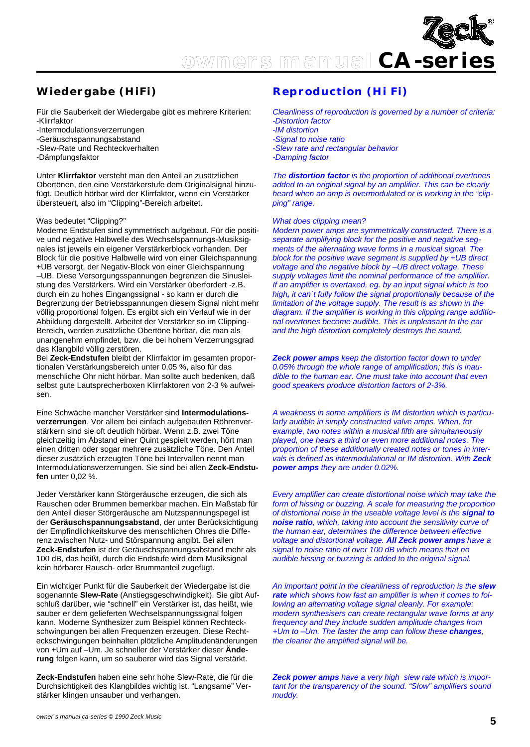## Wiedergabe (HiFi)

Für die Sauberkeit der Wiedergabe gibt es mehrere Kriterien:
-Klirrfaktor
-Intermodulationsverzerrungen
-Geräuschspannungsabstand
-Slew-Rate und Rechteckverhalten
-Dämpfungsfaktor

Unter **Klirrfaktor** versteht man den Anteil an zusätzlichen Obertönen, den eine Verstärkerstufe dem Originalsignal hinzufügt. Deutlich hörbar wird der Klirrfaktor, wenn ein Verstärker übersteuert, also im "Clipping"-Bereich arbeitet.

Was bedeutet "Clipping?"
Moderne Endstufen sind symmetrisch aufgebaut. Für die positive und negative Halbwelle des Wechselspannungs-Musiksignales ist jeweils ein eigener Verstärkerblock vorhanden. Der Block für die positive Halbwelle wird von einer Gleichspannung +UB versorgt, der Negativ-Block von einer Gleichspannung –UB. Diese Versorgungsspannungen begrenzen die Sinusleistung des Verstärkers. Wird ein Verstärker überfordert -z.B. durch ein zu hohes Eingangssignal - so kann er durch die Begrenzung der Betriebsspannungen diesem Signal nicht mehr völlig proportional folgen. Es ergibt sich ein Verlauf wie in der Abbildung dargestellt. Arbeitet der Verstärker so im Clipping-Bereich, werden zusätzliche Obertöne hörbar, die man als unangenehm empfindet, bzw. die bei hohem Verzerrungsgrad das Klangbild völlig zerstören.
Bei **Zeck-Endstufen** bleibt der Klirrfaktor im gesamten proportionalen Verstärkungsbereich unter 0,05 %, also für das menschliche Ohr nicht hörbar. Man sollte auch bedenken, daß selbst gute Lautsprecherboxen Klirrfaktoren von 2-3 % aufweisen.

Eine Schwäche mancher Verstärker sind **Intermodulationsverzerrungen**. Vor allem bei einfach aufgebauten Röhrenverstärkern sind sie oft deutlich hörbar. Wenn z.B. zwei Töne gleichzeitig im Abstand einer Quint gespielt werden, hört man einen dritten oder sogar mehrere zusätzliche Töne. Den Anteil dieser zusätzlich erzeugten Töne bei Intervallen nennt man Intermodulationsverzerrungen. Sie sind bei allen **Zeck-Endstufen** unter 0,02 %.

Jeder Verstärker kann Störgeräusche erzeugen, die sich als Rauschen oder Brummen bemerkbar machen. Ein Maßstab für den Anteil dieser Störgeräusche am Nutzspannungspegel ist der **Geräuschspannungsabstand**, der unter Berücksichtigung der Empfindlichkeitskurve des menschlichen Ohres die Differenz zwischen Nutz- und Störspannung angibt. Bei allen **Zeck-Endstufen** ist der Geräuschspannungsabstand mehr als 100 dB, das heißt, durch die Endstufe wird dem Musiksignal kein hörbarer Rausch- oder Brummanteil zugefügt.

Ein wichtiger Punkt für die Sauberkeit der Wiedergabe ist die sogenannte **Slew-Rate** (Anstiegsgeschwindigkeit). Sie gibt Aufschluß darüber, wie "schnell" ein Verstärker ist, das heißt, wie sauber er dem gelieferten Wechselspannungssignal folgen kann. Moderne Synthesizer zum Beispiel können Rechteckschwingungen bei allen Frequenzen erzeugen. Diese Rechteckschwingungen beinhalten plötzliche Amplitudenänderungen von +Um auf –Um. Je schneller der Verstärker dieser **Änderung** folgen kann, um so sauberer wird das Signal verstärkt.

**Zeck-Endstufen** haben eine sehr hohe Slew-Rate, die für die Durchsichtigkeit des Klangbildes wichtig ist. "Langsame" Verstärker klingen unsauber und verhangen.

## Reproduction (Hi Fi)

*Cleanliness of reproduction is governed by a number of criteria:*
*-Distortion factor*
*-IM distortion*
*-Signal to noise ratio*
*-Slew rate and rectangular behavior*
*-Damping factor*

*The **distortion factor** is the proportion of additional overtones added to an original signal by an amplifier. This can be clearly heard when an amp is overmodulated or is working in the "clipping" range.*

*What does clipping mean?*
*Modern power amps are symmetrically constructed. There is a separate amplifying block for the positive and negative segments of the alternating wave forms in a musical signal. The block for the positive wave segment is supplied by +UB direct voltage and the negative block by –UB direct voltage. These supply voltages limit the nominal performance of the amplifier. If an amplifier is overtaxed, eg. by an input signal which is too high, it can´t fully follow the signal proportionally because of the limitation of the voltage supply. The result is as shown in the diagram. If the amplifier is working in this clipping range additional overtones become audible. This is unpleasant to the ear and the high distortion completely destroys the sound.*

***Zeck power amps** keep the distortion factor down to under 0.05% through the whole range of amplification; this is inaudible to the human ear. One must take into account that even good speakers produce distortion factors of 2-3%.*

*A weakness in some amplifiers is IM distortion which is particularly audible in simply constructed valve amps. When, for example, two notes within a musical fifth are simultaneously played, one hears a third or even more additional notes. The proportion of these additionally created notes or tones in intervals is defined as intermodulational or IM distortion. With **Zeck power amps** they are under 0.02%.*

*Every amplifier can create distortional noise which may take the form of hissing or buzzing. A scale for measuring the proportion of distortional noise in the useable voltage level is the **signal to noise ratio**, which, taking into account the sensitivity curve of the human ear, determines the difference between effective voltage and distortional voltage. **All Zeck power amps** have a signal to noise ratio of over 100 dB which means that no audible hissing or buzzing is added to the original signal.*

*An important point in the cleanliness of reproduction is the **slew rate** which shows how fast an amplifier is when it comes to following an alternating voltage signal cleanly. For example: modern synthesisers can create rectangular wave forms at any frequency and they include sudden amplitude changes from +Um to –Um. The faster the amp can follow these **changes**, the cleaner the amplified signal will be.*

***Zeck power amps** have a very high slew rate which is important for the transparency of the sound. "Slow" amplifiers sound muddy.*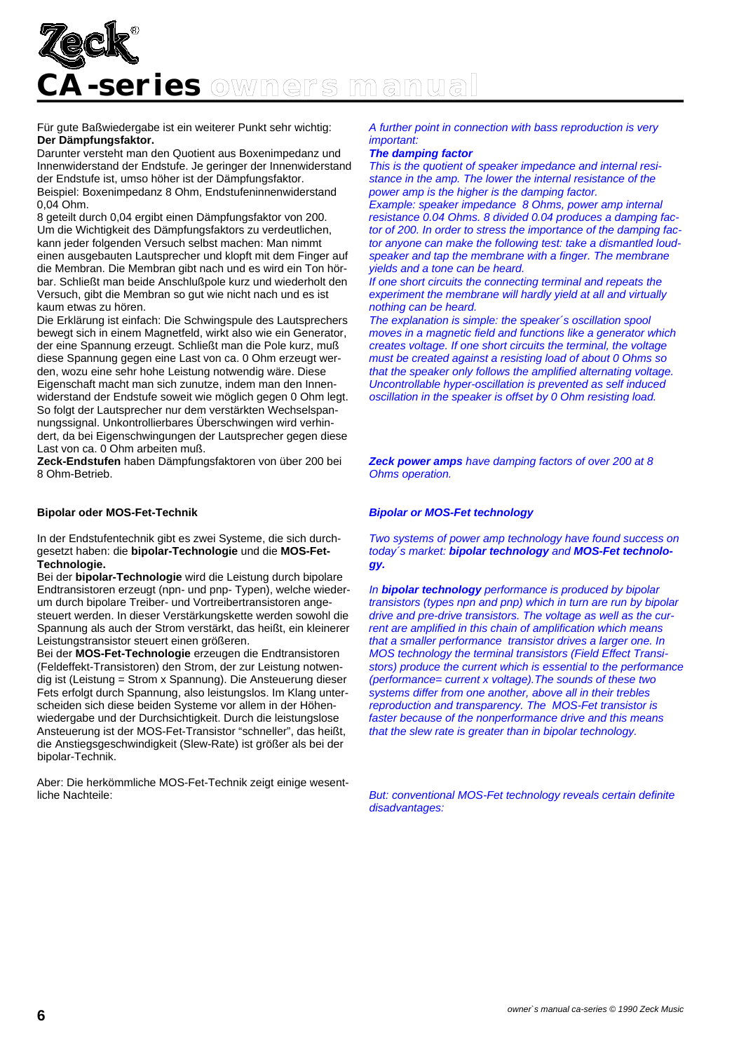Für gute Baßwiedergabe ist ein weiterer Punkt sehr wichtig: **Der Dämpfungsfaktor.**

Darunter versteht man den Quotient aus Boxenimpedanz und Innenwiderstand der Endstufe. Je geringer der Innenwiderstand der Endstufe ist, umso höher ist der Dämpfungsfaktor.

Beispiel: Boxenimpedanz 8 Ohm, Endstufeninnenwiderstand 0,04 Ohm.

8 geteilt durch 0,04 ergibt einen Dämpfungsfaktor von 200. Um die Wichtigkeit des Dämpfungsfaktors zu verdeutlichen, kann jeder folgenden Versuch selbst machen: Man nimmt einen ausgebauten Lautsprecher und klopft mit dem Finger auf die Membran. Die Membran gibt nach und es wird ein Ton hörbar. Schließt man beide Anschlußpole kurz und wiederholt den Versuch, gibt die Membran so gut wie nicht nach und es ist kaum etwas zu hören.

Die Erklärung ist einfach: Die Schwingspule des Lautsprechers bewegt sich in einem Magnetfeld, wirkt also wie ein Generator, der eine Spannung erzeugt. Schließt man die Pole kurz, muß diese Spannung gegen eine Last von ca. 0 Ohm erzeugt werden, wozu eine sehr hohe Leistung notwendig wäre. Diese Eigenschaft macht man sich zunutze, indem man den Innenwiderstand der Endstufe soweit wie möglich gegen 0 Ohm legt. So folgt der Lautsprecher nur dem verstärkten Wechselspannungssignal. Unkontrollierbares Überschwingen wird verhindert, da bei Eigenschwingungen der Lautsprecher gegen diese Last von ca. 0 Ohm arbeiten muß.

**Zeck-Endstufen** haben Dämpfungsfaktoren von über 200 bei 8 Ohm-Betrieb.

*A further point in connection with bass reproduction is very important:*

***The damping factor***

*This is the quotient of speaker impedance and internal resistance in the amp. The lower the internal resistance of the power amp is the higher is the damping factor.*

*Example: speaker impedance 8 Ohms, power amp internal resistance 0.04 Ohms. 8 divided 0.04 produces a damping factor of 200. In order to stress the importance of the damping factor anyone can make the following test: take a dismantled loudspeaker and tap the membrane with a finger. The membrane yields and a tone can be heard.*

*If one short circuits the connecting terminal and repeats the experiment the membrane will hardly yield at all and virtually nothing can be heard.*

*The explanation is simple: the speaker´s oscillation spool moves in a magnetic field and functions like a generator which creates voltage. If one short circuits the terminal, the voltage must be created against a resisting load of about 0 Ohms so that the speaker only follows the amplified alternating voltage. Uncontrollable hyper-oscillation is prevented as self induced oscillation in the speaker is offset by 0 Ohm resisting load.*

***Zeck power amps*** *have damping factors of over 200 at 8 Ohms operation.*

## Bipolar oder MOS-Fet-Technik

In der Endstufentechnik gibt es zwei Systeme, die sich durchgesetzt haben: die **bipolar-Technologie** und die **MOS-Fet-Technologie.**

Bei der **bipolar-Technologie** wird die Leistung durch bipolare Endtransistoren erzeugt (npn- und pnp- Typen), welche wiederum durch bipolare Treiber- und Vortreibertransistoren angesteuert werden. In dieser Verstärkungskette werden sowohl die Spannung als auch der Strom verstärkt, das heißt, ein kleinerer Leistungstransistor steuert einen größeren.

Bei der **MOS-Fet-Technologie** erzeugen die Endtransistoren (Feldeffekt-Transistoren) den Strom, der zur Leistung notwendig ist (Leistung = Strom x Spannung). Die Ansteuerung dieser Fets erfolgt durch Spannung, also leistungslos. Im Klang unterscheiden sich diese beiden Systeme vor allem in der Höhenwiedergabe und der Durchsichtigkeit. Durch die leistungslose Ansteuerung ist der MOS-Fet-Transistor "schneller", das heißt, die Anstiegsgeschwindigkeit (Slew-Rate) ist größer als bei der bipolar-Technik.

Aber: Die herkömmliche MOS-Fet-Technik zeigt einige wesentliche Nachteile:

## *Bipolar or MOS-Fet technology*

*Two systems of power amp technology have found success on today´s market:* ***bipolar technology*** *and* ***MOS-Fet technology.***

*In* ***bipolar technology*** *performance is produced by bipolar transistors (types npn and pnp) which in turn are run by bipolar drive and pre-drive transistors. The voltage as well as the current are amplified in this chain of amplification which means that a smaller performance transistor drives a larger one. In MOS technology the terminal transistors (Field Effect Transistors) produce the current which is essential to the performance (performance= current x voltage).The sounds of these two systems differ from one another, above all in their trebles reproduction and transparency. The MOS-Fet transistor is faster because of the nonperformance drive and this means that the slew rate is greater than in bipolar technology.*

*But: conventional MOS-Fet technology reveals certain definite disadvantages:*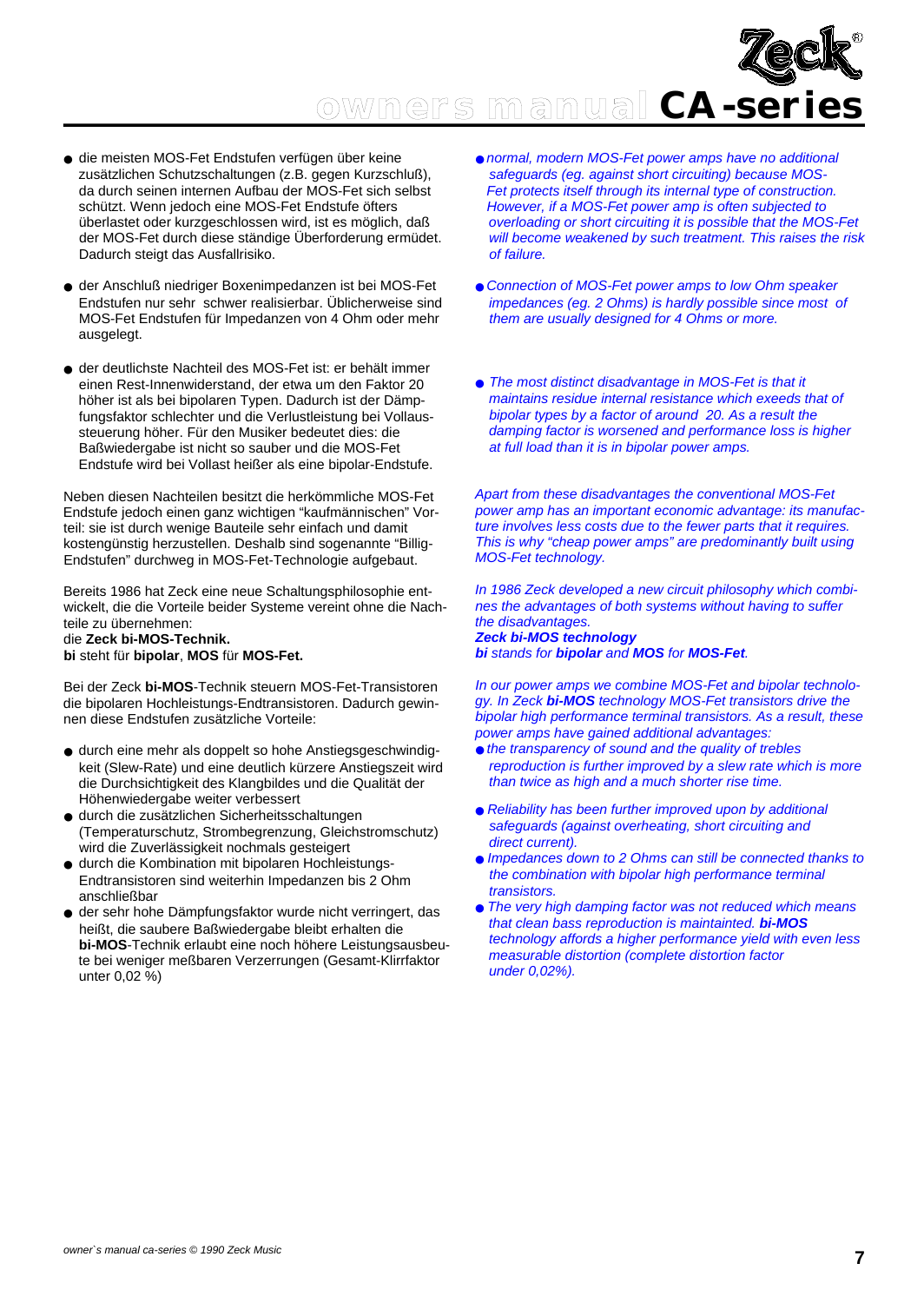- die meisten MOS-Fet Endstufen verfügen über keine zusätzlichen Schutzschaltungen (z.B. gegen Kurzschluß), da durch seinen internen Aufbau der MOS-Fet sich selbst schützt. Wenn jedoch eine MOS-Fet Endstufe öfters überlastet oder kurzgeschlossen wird, ist es möglich, daß der MOS-Fet durch diese ständige Überforderung ermüdet. Dadurch steigt das Ausfallrisiko.

- der Anschluß niedriger Boxenimpedanzen ist bei MOS-Fet Endstufen nur sehr schwer realisierbar. Üblicherweise sind MOS-Fet Endstufen für Impedanzen von 4 Ohm oder mehr ausgelegt.

- der deutlichste Nachteil des MOS-Fet ist: er behält immer einen Rest-Innenwiderstand, der etwa um den Faktor 20 höher ist als bei bipolaren Typen. Dadurch ist der Dämpfungsfaktor schlechter und die Verlustleistung bei Vollaussteuerung höher. Für den Musiker bedeutet dies: die Baßwiedergabe ist nicht so sauber und die MOS-Fet Endstufe wird bei Vollast heißer als eine bipolar-Endstufe.

Neben diesen Nachteilen besitzt die herkömmliche MOS-Fet Endstufe jedoch einen ganz wichtigen "kaufmännischen" Vorteil: sie ist durch wenige Bauteile sehr einfach und damit kostengünstig herzustellen. Deshalb sind sogenannte "Billig-Endstufen" durchweg in MOS-Fet-Technologie aufgebaut.

Bereits 1986 hat Zeck eine neue Schaltungsphilosophie entwickelt, die die Vorteile beider Systeme vereint ohne die Nachteile zu übernehmen:
die **Zeck bi-MOS-Technik.**
**bi** steht für **bipolar**, **MOS** für **MOS-Fet.**

Bei der Zeck **bi-MOS**-Technik steuern MOS-Fet-Transistoren die bipolaren Hochleistungs-Endtransistoren. Dadurch gewinnen diese Endstufen zusätzliche Vorteile:

- durch eine mehr als doppelt so hohe Anstiegsgeschwindigkeit (Slew-Rate) und eine deutlich kürzere Anstiegszeit wird die Durchsichtigkeit des Klangbildes und die Qualität der Höhenwiedergabe weiter verbessert
- durch die zusätzlichen Sicherheitsschaltungen (Temperaturschutz, Strombegrenzung, Gleichstromschutz) wird die Zuverlässigkeit nochmals gesteigert
- durch die Kombination mit bipolaren Hochleistungs-Endtransistoren sind weiterhin Impedanzen bis 2 Ohm anschließbar
- der sehr hohe Dämpfungsfaktor wurde nicht verringert, das heißt, die saubere Baßwiedergabe bleibt erhalten die **bi-MOS**-Technik erlaubt eine noch höhere Leistungsausbeute bei weniger meßbaren Verzerrungen (Gesamt-Klirrfaktor unter 0,02 %)

- *normal, modern MOS-Fet power amps have no additional safeguards (eg. against short circuiting) because MOS-Fet protects itself through its internal type of construction. However, if a MOS-Fet power amp is often subjected to overloading or short circuiting it is possible that the MOS-Fet will become weakened by such treatment. This raises the risk of failure.*

- *Connection of MOS-Fet power amps to low Ohm speaker impedances (eg. 2 Ohms) is hardly possible since most of them are usually designed for 4 Ohms or more.*

- *The most distinct disadvantage in MOS-Fet is that it maintains residue internal resistance which exeeds that of bipolar types by a factor of around 20. As a result the damping factor is worsened and performance loss is higher at full load than it is in bipolar power amps.*

*Apart from these disadvantages the conventional MOS-Fet power amp has an important economic advantage: its manufacture involves less costs due to the fewer parts that it requires. This is why "cheap power amps" are predominantly built using MOS-Fet technology.*

*In 1986 Zeck developed a new circuit philosophy which combines the advantages of both systems without having to suffer the disadvantages.*
***Zeck bi-MOS technology***
***bi** stands for **bipolar** and **MOS** for **MOS-Fet**.*

*In our power amps we combine MOS-Fet and bipolar technology. In Zeck **bi-MOS** technology MOS-Fet transistors drive the bipolar high performance terminal transistors. As a result, these power amps have gained additional advantages:*

- *the transparency of sound and the quality of trebles reproduction is further improved by a slew rate which is more than twice as high and a much shorter rise time.*

- *Reliability has been further improved upon by additional safeguards (against overheating, short circuiting and direct current).*
- *Impedances down to 2 Ohms can still be connected thanks to the combination with bipolar high performance terminal transistors.*
- *The very high damping factor was not reduced which means that clean bass reproduction is maintainted. **bi-MOS** technology affords a higher performance yield with even less measurable distortion (complete distortion factor under 0,02%).*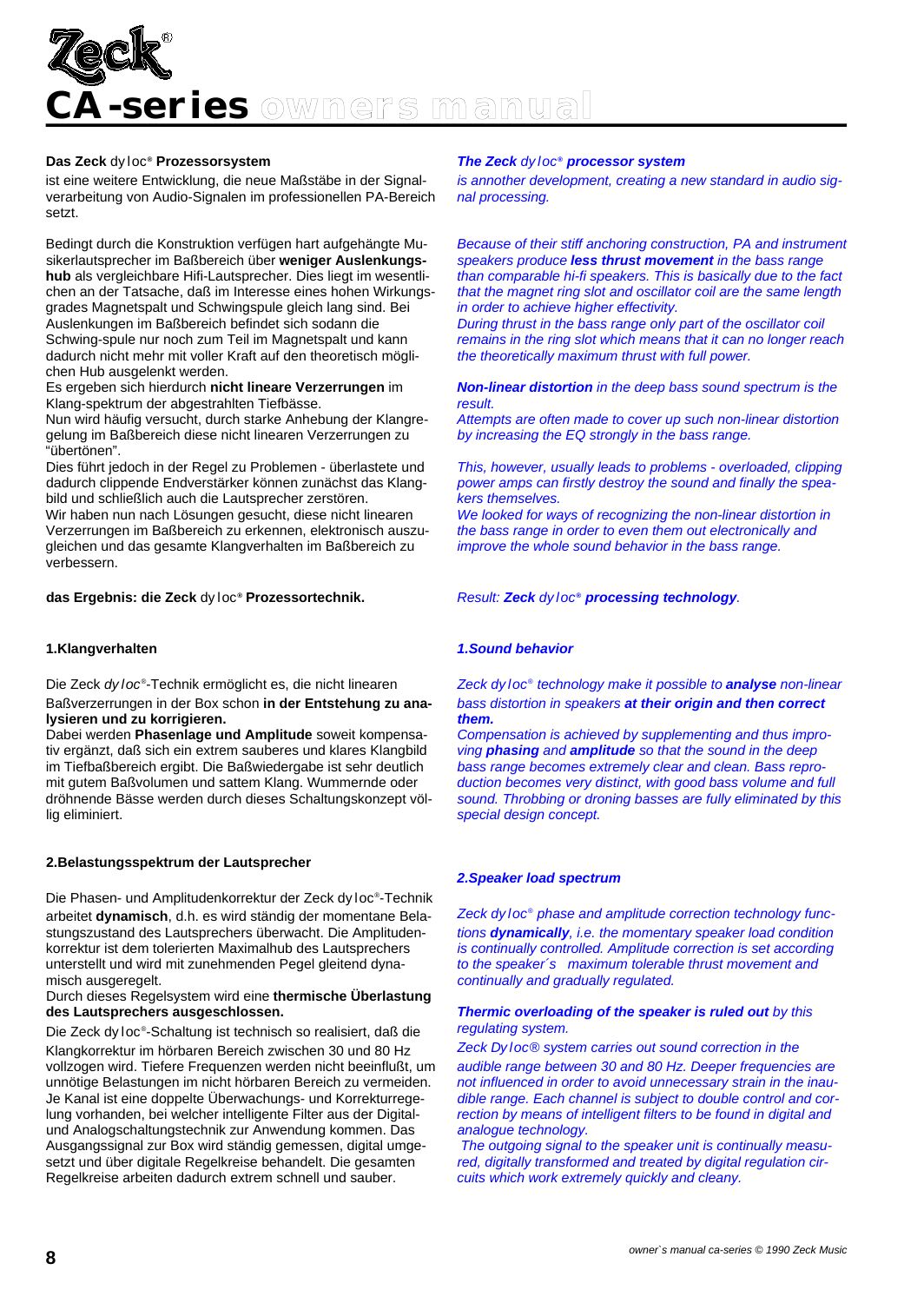# Zeck® CA-series owners manual

**Das Zeck** dyloc® **Prozessorsystem**

ist eine weitere Entwicklung, die neue Maßstäbe in der Signalverarbeitung von Audio-Signalen im professionellen PA-Bereich setzt.

Bedingt durch die Konstruktion verfügen hart aufgehängte Musikerlautsprecher im Baßbereich über **weniger Auslenkungshub** als vergleichbare Hifi-Lautsprecher. Dies liegt im wesentlichen an der Tatsache, daß im Interesse eines hohen Wirkungsgrades Magnetspalt und Schwingspule gleich lang sind. Bei Auslenkungen im Baßbereich befindet sich sodann die Schwing-spule nur noch zum Teil im Magnetspalt und kann dadurch nicht mehr mit voller Kraft auf den theoretisch möglichen Hub ausgelenkt werden.
Es ergeben sich hierdurch **nicht lineare Verzerrungen** im Klang-spektrum der abgestrahlten Tiefbässe.
Nun wird häufig versucht, durch starke Anhebung der Klangregelung im Baßbereich diese nicht linearen Verzerrungen zu "übertönen".
Dies führt jedoch in der Regel zu Problemen - überlastete und dadurch clippende Endverstärker können zunächst das Klangbild und schließlich auch die Lautsprecher zerstören.
Wir haben nun nach Lösungen gesucht, diese nicht linearen Verzerrungen im Baßbereich zu erkennen, elektronisch auszugleichen und das gesamte Klangverhalten im Baßbereich zu verbessern.

**das Ergebnis: die Zeck** dyloc® **Prozessortechnik.**

**1.Klangverhalten**

Die Zeck *dyloc*®-Technik ermöglicht es, die nicht linearen Baßverzerrungen in der Box schon **in der Entstehung zu analysieren und zu korrigieren.**
Dabei werden **Phasenlage und Amplitude** soweit kompensativ ergänzt, daß sich ein extrem sauberes und klares Klangbild im Tiefbaßbereich ergibt. Die Baßwiedergabe ist sehr deutlich mit gutem Baßvolumen und sattem Klang. Wummernde oder dröhnende Bässe werden durch dieses Schaltungskonzept völlig eliminiert.

**2.Belastungsspektrum der Lautsprecher**

Die Phasen- und Amplitudenkorrektur der Zeck dyloc®-Technik arbeitet **dynamisch**, d.h. es wird ständig der momentane Belastungszustand des Lautsprechers überwacht. Die Amplitudenkorrektur ist dem tolerierten Maximalhub des Lautsprechers unterstellt und wird mit zunehmenden Pegel gleitend dynamisch ausgeregelt.
Durch dieses Regelsystem wird eine **thermische Überlastung des Lautsprechers ausgeschlossen.**
Die Zeck dyloc®-Schaltung ist technisch so realisiert, daß die Klangkorrektur im hörbaren Bereich zwischen 30 und 80 Hz vollzogen wird. Tiefere Frequenzen werden nicht beeinflußt, um unnötige Belastungen im nicht hörbaren Bereich zu vermeiden. Je Kanal ist eine doppelte Überwachungs- und Korrekturregelung vorhanden, bei welcher intelligente Filter aus der Digital- und Analogschaltungstechnik zur Anwendung kommen. Das Ausgangssignal zur Box wird ständig gemessen, digital umgesetzt und über digitale Regelkreise behandelt. Die gesamten Regelkreise arbeiten dadurch extrem schnell und sauber.

***The Zeck** dyloc® **processor system***

*is annother development, creating a new standard in audio signal processing.*

*Because of their stiff anchoring construction, PA and instrument speakers produce **less thrust movement** in the bass range than comparable hi-fi speakers. This is basically due to the fact that the magnet ring slot and oscillator coil are the same length in order to achieve higher effectivity.*
*During thrust in the bass range only part of the oscillator coil remains in the ring slot which means that it can no longer reach the theoretically maximum thrust with full power.*

***Non-linear distortion** in the deep bass sound spectrum is the result.*
*Attempts are often made to cover up such non-linear distortion by increasing the EQ strongly in the bass range.*

*This, however, usually leads to problems - overloaded, clipping power amps can firstly destroy the sound and finally the speakers themselves.*
*We looked for ways of recognizing the non-linear distortion in the bass range in order to even them out electronically and improve the whole sound behavior in the bass range.*

*Result: **Zeck** dyloc® **processing technology**.*

***1.Sound behavior***

*Zeck dyloc® technology make it possible to **analyse** non-linear bass distortion in speakers **at their origin and then correct them.***
*Compensation is achieved by supplementing and thus improving **phasing** and **amplitude** so that the sound in the deep bass range becomes extremely clear and clean. Bass reproduction becomes very distinct, with good bass volume and full sound. Throbbing or droning basses are fully eliminated by this special design concept.*

***2.Speaker load spectrum***

*Zeck dyloc® phase and amplitude correction technology functions **dynamically**, i.e. the momentary speaker load condition is continually controlled. Amplitude correction is set according to the speaker´s maximum tolerable thrust movement and continually and gradually regulated.*

***Thermic overloading of the speaker is ruled out** by this regulating system.*
*Zeck Dyloc® system carries out sound correction in the audible range between 30 and 80 Hz. Deeper frequencies are not influenced in order to avoid unnecessary strain in the inaudible range. Each channel is subject to double control and correction by means of intelligent filters to be found in digital and analogue technology.*
*The outgoing signal to the speaker unit is continually measured, digitally transformed and treated by digital regulation circuits which work extremely quickly and cleany.*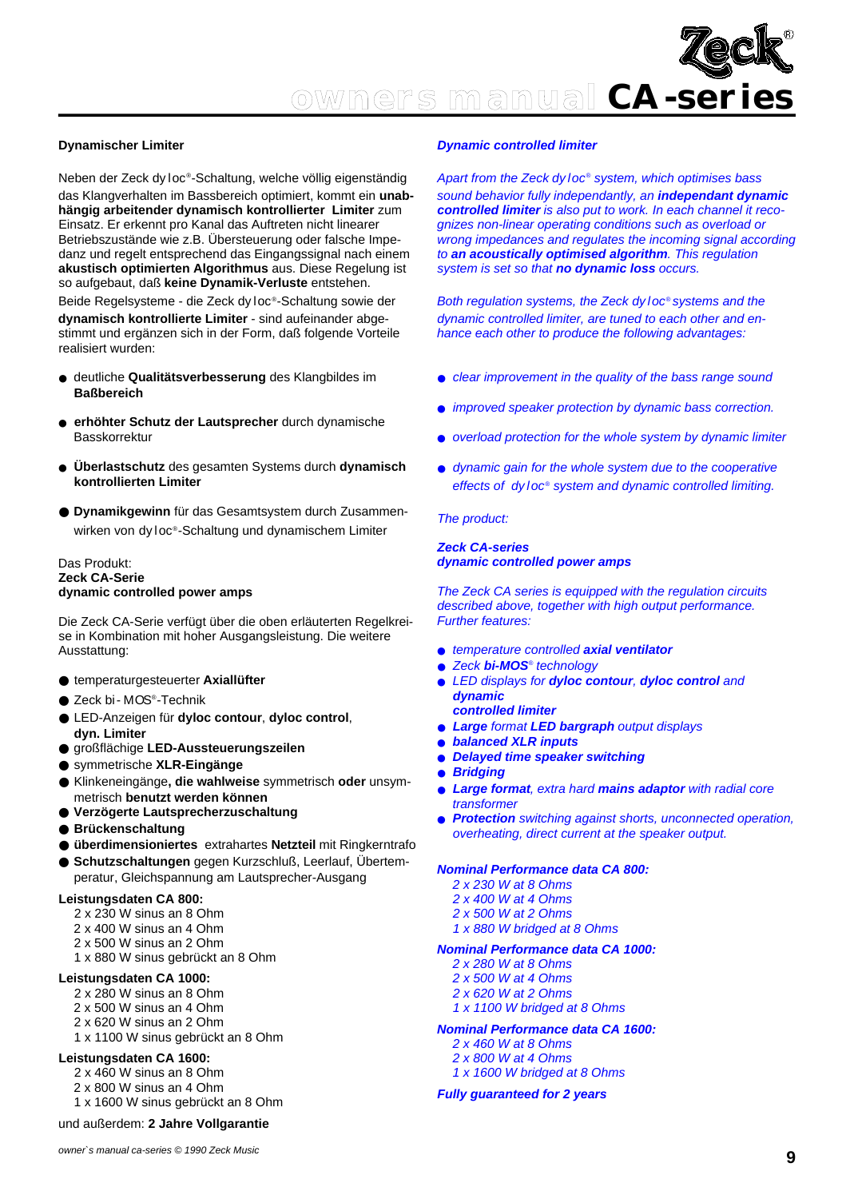### Dynamischer Limiter

Neben der Zeck dyloc®-Schaltung, welche völlig eigenständig das Klangverhalten im Bassbereich optimiert, kommt ein **unabhängig arbeitender dynamisch kontrollierter Limiter** zum Einsatz. Er erkennt pro Kanal das Auftreten nicht linearer Betriebszustände wie z.B. Übersteuerung oder falsche Impedanz und regelt entsprechend das Eingangssignal nach einem **akustisch optimierten Algorithmus** aus. Diese Regelung ist so aufgebaut, daß **keine Dynamik-Verluste** entstehen.

Beide Regelsysteme - die Zeck dyloc®-Schaltung sowie der **dynamisch kontrollierte Limiter** - sind aufeinander abgestimmt und ergänzen sich in der Form, daß folgende Vorteile realisiert wurden:

- deutliche **Qualitätsverbesserung** des Klangbildes im **Baßbereich**
- **erhöhter Schutz der Lautsprecher** durch dynamische Basskorrektur
- **Überlastschutz** des gesamten Systems durch **dynamisch kontrollierten Limiter**
- **Dynamikgewinn** für das Gesamtsystem durch Zusammenwirken von dyloc®-Schaltung und dynamischem Limiter

Das Produkt:
**Zeck CA-Serie**
**dynamic controlled power amps**

Die Zeck CA-Serie verfügt über die oben erläuterten Regelkreise in Kombination mit hoher Ausgangsleistung. Die weitere Ausstattung:

- temperaturgesteuerter **Axiallüfter**
- Zeck bi-MOS®-Technik
- LED-Anzeigen für **dyloc contour**, **dyloc control**, **dyn. Limiter**
- großflächige **LED-Aussteuerungszeilen**
- symmetrische **XLR-Eingänge**
- Klinkeneingänge**, die wahlweise** symmetrisch **oder** unsymmetrisch **benutzt werden können**
- **Verzögerte Lautsprecherzuschaltung**
- **Brückenschaltung**
- **überdimensioniertes** extrahartes **Netzteil** mit Ringkerntrafo
- **Schutzschaltungen** gegen Kurzschluß, Leerlauf, Übertemperatur, Gleichspannung am Lautsprecher-Ausgang

**Leistungsdaten CA 800:**
2 x 230 W sinus an 8 Ohm
2 x 400 W sinus an 4 Ohm
2 x 500 W sinus an 2 Ohm
1 x 880 W sinus gebrückt an 8 Ohm

**Leistungsdaten CA 1000:**
2 x 280 W sinus an 8 Ohm
2 x 500 W sinus an 4 Ohm
2 x 620 W sinus an 2 Ohm
1 x 1100 W sinus gebrückt an 8 Ohm

**Leistungsdaten CA 1600:**
2 x 460 W sinus an 8 Ohm
2 x 800 W sinus an 4 Ohm
1 x 1600 W sinus gebrückt an 8 Ohm

und außerdem: **2 Jahre Vollgarantie**

### *Dynamic controlled limiter*

*Apart from the Zeck dyloc® system, which optimises bass sound behavior fully independantly, an **independant dynamic controlled limiter** is also put to work. In each channel it recognizes non-linear operating conditions such as overload or wrong impedances and regulates the incoming signal according to **an acoustically optimised algorithm**. This regulation system is set so that **no dynamic loss** occurs.*

*Both regulation systems, the Zeck dyloc® systems and the dynamic controlled limiter, are tuned to each other and enhance each other to produce the following advantages:*

- *clear improvement in the quality of the bass range sound*
- *improved speaker protection by dynamic bass correction.*
- *overload protection for the whole system by dynamic limiter*
- *dynamic gain for the whole system due to the cooperative effects of dyloc® system and dynamic controlled limiting.*

*The product:*

***Zeck CA-series***
***dynamic controlled power amps***

*The Zeck CA series is equipped with the regulation circuits described above, together with high output performance. Further features:*

- *temperature controlled **axial ventilator***
- *Zeck **bi-MOS**® technology*
- *LED displays for **dyloc contour**, **dyloc control** and **dynamic controlled limiter***
- ***Large** format **LED bargraph** output displays*
- ***balanced XLR inputs***
- ***Delayed time speaker switching***
- ***Bridging***
- ***Large format**, extra hard **mains adaptor** with radial core transformer*
- ***Protection** switching against shorts, unconnected operation, overheating, direct current at the speaker output.*

***Nominal Performance data CA 800:***
*2 x 230 W at 8 Ohms*
*2 x 400 W at 4 Ohms*
*2 x 500 W at 2 Ohms*
*1 x 880 W bridged at 8 Ohms*

***Nominal Performance data CA 1000:***
*2 x 280 W at 8 Ohms*
*2 x 500 W at 4 Ohms*
*2 x 620 W at 2 Ohms*
*1 x 1100 W bridged at 8 Ohms*

***Nominal Performance data CA 1600:***
*2 x 460 W at 8 Ohms*
*2 x 800 W at 4 Ohms*
*1 x 1600 W bridged at 8 Ohms*

***Fully guaranteed for 2 years***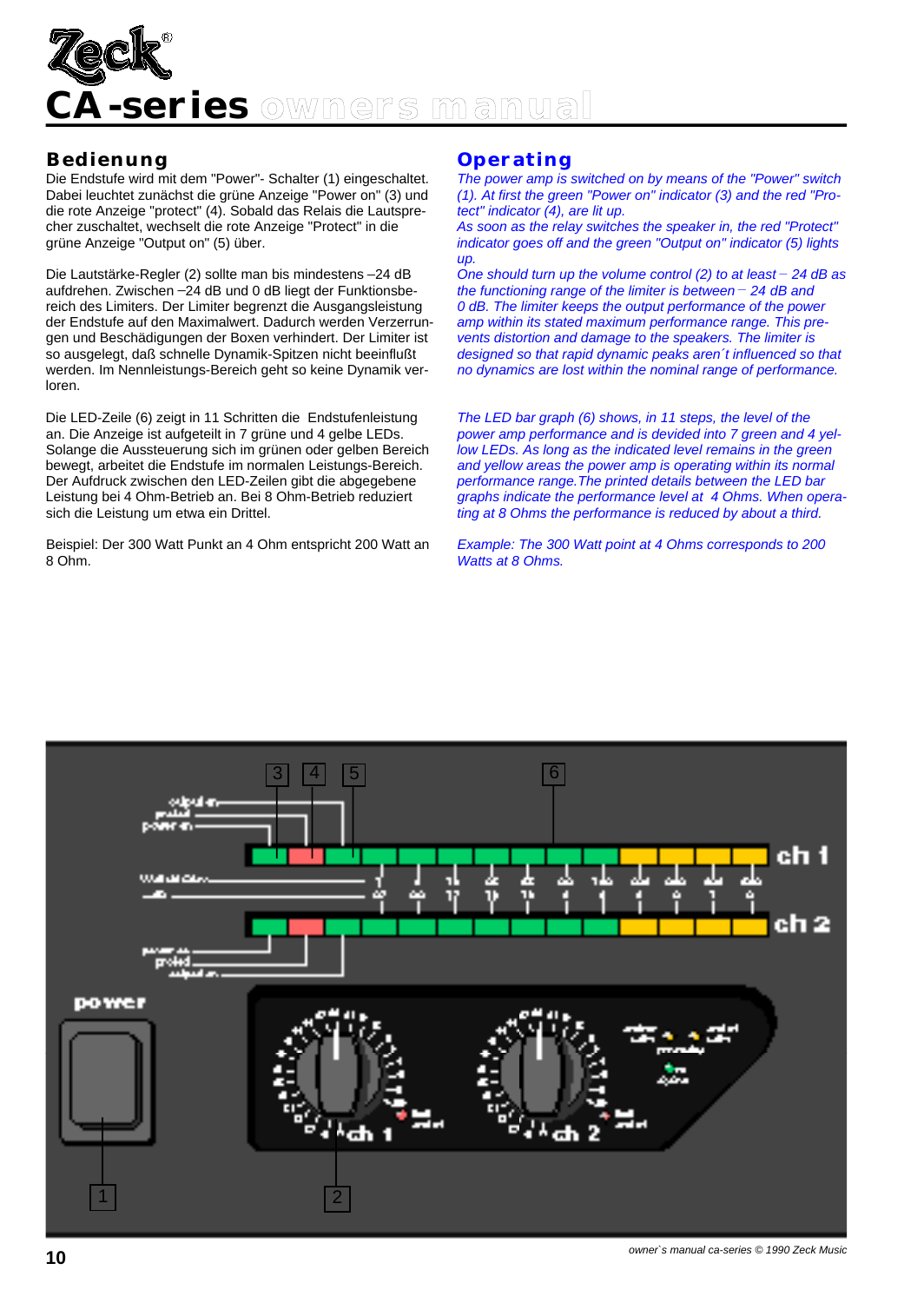# CA-series owners manual

## Bedienung

Die Endstufe wird mit dem "Power"- Schalter (1) eingeschaltet. Dabei leuchtet zunächst die grüne Anzeige "Power on" (3) und die rote Anzeige "protect" (4). Sobald das Relais die Lautsprecher zuschaltet, wechselt die rote Anzeige "Protect" in die grüne Anzeige "Output on" (5) über.

Die Lautstärke-Regler (2) sollte man bis mindestens –24 dB aufdrehen. Zwischen –24 dB und 0 dB liegt der Funktionsbereich des Limiters. Der Limiter begrenzt die Ausgangsleistung der Endstufe auf den Maximalwert. Dadurch werden Verzerrungen und Beschädigungen der Boxen verhindert. Der Limiter ist so ausgelegt, daß schnelle Dynamik-Spitzen nicht beeinflußt werden. Im Nennleistungs-Bereich geht so keine Dynamik verloren.

Die LED-Zeile (6) zeigt in 11 Schritten die Endstufenleistung an. Die Anzeige ist aufgeteilt in 7 grüne und 4 gelbe LEDs. Solange die Aussteuerung sich im grünen oder gelben Bereich bewegt, arbeitet die Endstufe im normalen Leistungs-Bereich. Der Aufdruck zwischen den LED-Zeilen gibt die abgegebene Leistung bei 4 Ohm-Betrieb an. Bei 8 Ohm-Betrieb reduziert sich die Leistung um etwa ein Drittel.

Beispiel: Der 300 Watt Punkt an 4 Ohm entspricht 200 Watt an 8 Ohm.

## Operating

*The power amp is switched on by means of the "Power" switch (1). At first the green "Power on" indicator (3) and the red "Protect" indicator (4), are lit up.*
*As soon as the relay switches the speaker in, the red "Protect" indicator goes off and the green "Output on" indicator (5) lights up.*
*One should turn up the volume control (2) to at least – 24 dB as the functioning range of the limiter is between – 24 dB and 0 dB. The limiter keeps the output performance of the power amp within its stated maximum performance range. This prevents distortion and damage to the speakers. The limiter is designed so that rapid dynamic peaks aren´t influenced so that no dynamics are lost within the nominal range of performance.*

*The LED bar graph (6) shows, in 11 steps, the level of the power amp performance and is devided into 7 green and 4 yellow LEDs. As long as the indicated level remains in the green and yellow areas the power amp is operating within its normal performance range. The printed details between the LED bar graphs indicate the performance level at 4 Ohms. When operating at 8 Ohms the performance is reduced by about a third.*

*Example: The 300 Watt point at 4 Ohms corresponds to 200 Watts at 8 Ohms.*

3 4 5 6

ch 1

ch 2

power

ch 1 ch 2

1 2

owner`s manual ca-series © 1990 Zeck Music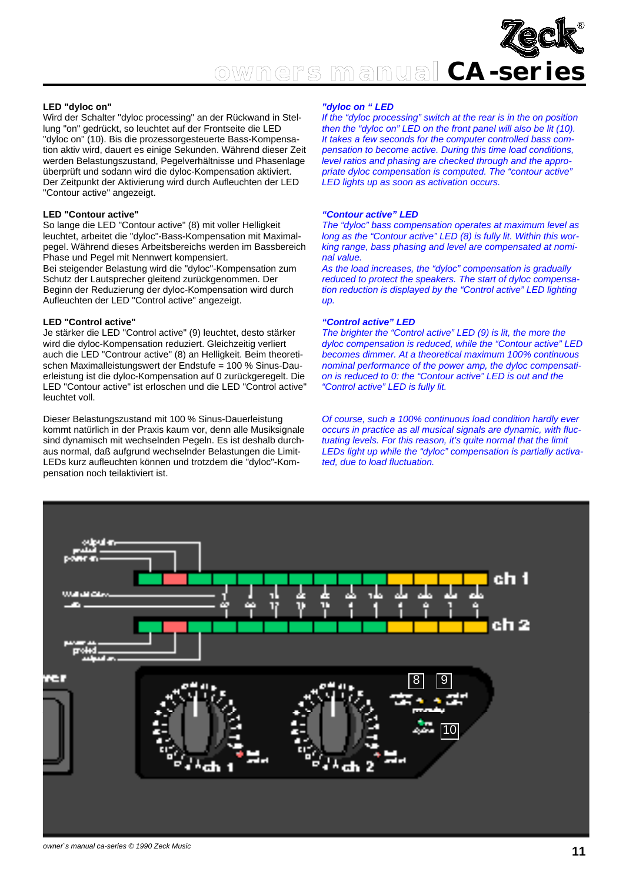### LED "dyloc on"

Wird der Schalter "dyloc processing" an der Rückwand in Stellung "on" gedrückt, so leuchtet auf der Frontseite die LED "dyloc on" (10). Bis die prozessorgesteuerte Bass-Kompensation aktiv wird, dauert es einige Sekunden. Während dieser Zeit werden Belastungszustand, Pegelverhältnisse und Phasenlage überprüft und sodann wird die dyloc-Kompensation aktiviert. Der Zeitpunkt der Aktivierung wird durch Aufleuchten der LED "Contour active" angezeigt.

### LED "Contour active"

So lange die LED "Contour active" (8) mit voller Helligkeit leuchtet, arbeitet die "dyloc"-Bass-Kompensation mit Maximalpegel. Während dieses Arbeitsbereichs werden im Bassbereich Phase und Pegel mit Nennwert kompensiert.
Bei steigender Belastung wird die "dyloc"-Kompensation zum Schutz der Lautsprecher gleitend zurückgenommen. Der Beginn der Reduzierung der dyloc-Kompensation wird durch Aufleuchten der LED "Control active" angezeigt.

### LED "Control active"

Je stärker die LED "Control active" (9) leuchtet, desto stärker wird die dyloc-Kompensation reduziert. Gleichzeitig verliert auch die LED "Controur active" (8) an Helligkeit. Beim theoretischen Maximalleistungswert der Endstufe = 100 % Sinus-Dauerleistung ist die dyloc-Kompensation auf 0 zurückgeregelt. Die LED "Contour active" ist erloschen und die LED "Control active" leuchtet voll.

Dieser Belastungszustand mit 100 % Sinus-Dauerleistung kommt natürlich in der Praxis kaum vor, denn alle Musiksignale sind dynamisch mit wechselnden Pegeln. Es ist deshalb durchaus normal, daß aufgrund wechselnder Belastungen die Limit-LEDs kurz aufleuchten können und trotzdem die "dyloc"-Kompensation noch teilaktiviert ist.

### *"dyloc on " LED*

*If the "dyloc processing" switch at the rear is in the on position then the "dyloc on" LED on the front panel will also be lit (10). It takes a few seconds for the computer controlled bass compensation to become active. During this time load conditions, level ratios and phasing are checked through and the appropriate dyloc compensation is computed. The "contour active" LED lights up as soon as activation occurs.*

### *"Contour active" LED*

*The "dyloc" bass compensation operates at maximum level as long as the "Contour active" LED (8) is fully lit. Within this working range, bass phasing and level are compensated at nominal value.*
*As the load increases, the "dyloc" compensation is gradually reduced to protect the speakers. The start of dyloc compensation reduction is displayed by the "Control active" LED lighting up.*

### *"Control active" LED*

*The brighter the "Control active" LED (9) is lit, the more the dyloc compensation is reduced, while the "Contour active" LED becomes dimmer. At a theoretical maximum 100% continuous nominal performance of the power amp, the dyloc compensation is reduced to 0: the "Contour active" LED is out and the "Control active" LED is fully lit.*

*Of course, such a 100% continuous load condition hardly ever occurs in practice as all musical signals are dynamic, with fluctuating levels. For this reason, it's quite normal that the limit LEDs light up while the "dyloc" compensation is partially activated, due to load fluctuation.*

ch 1
ch 2
8
9
10
ch 1
ch 2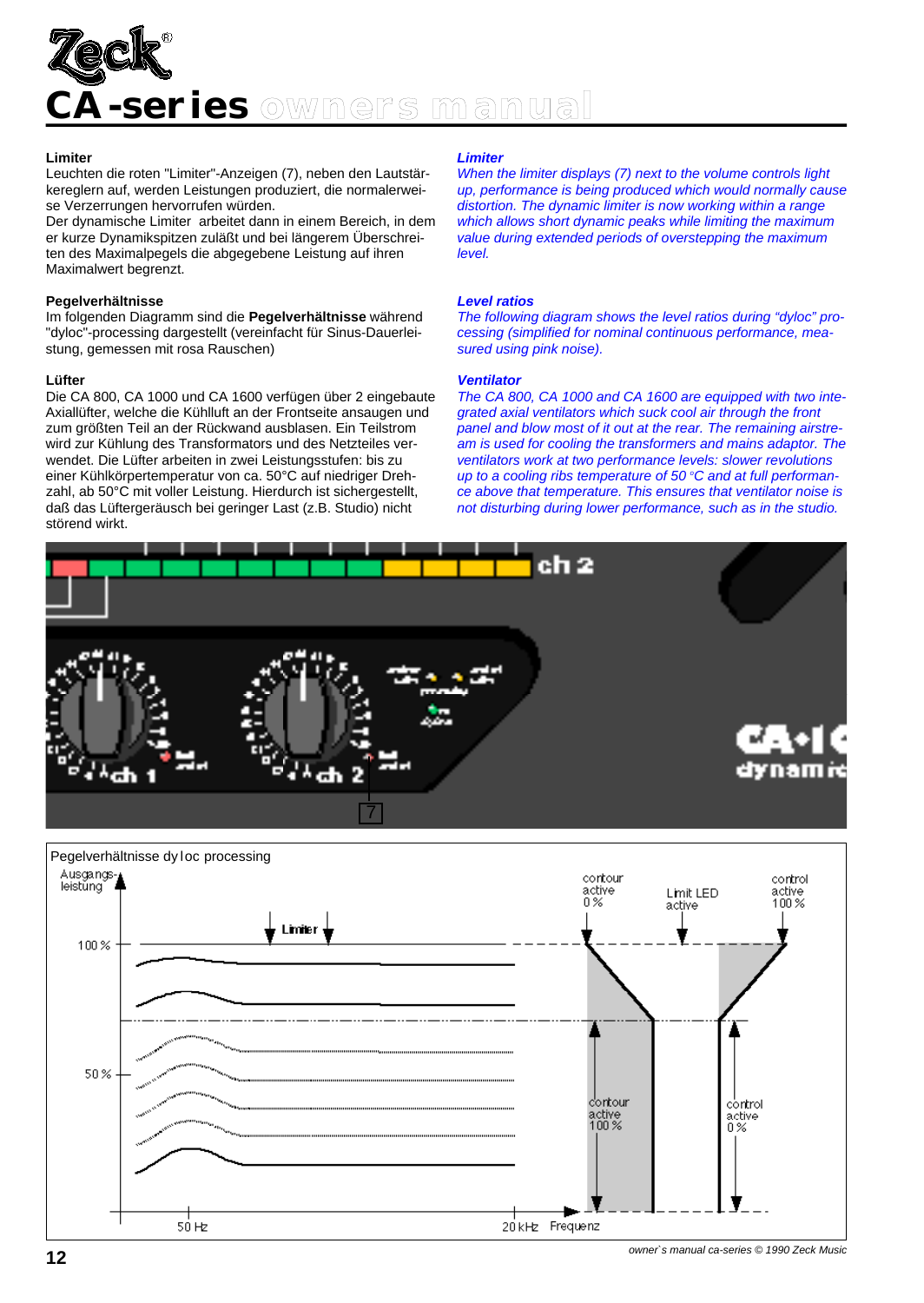## Limiter

Leuchten die roten "Limiter"-Anzeigen (7), neben den Lautstärkereglern auf, werden Leistungen produziert, die normalerweise Verzerrungen hervorrufen würden.
Der dynamische Limiter arbeitet dann in einem Bereich, in dem er kurze Dynamikspitzen zuläßt und bei längerem Überschreiten des Maximalpegels die abgegebene Leistung auf ihren Maximalwert begrenzt.

*Limiter*

*When the limiter displays (7) next to the volume controls light up, performance is being produced which would normally cause distortion. The dynamic limiter is now working within a range which allows short dynamic peaks while limiting the maximum value during extended periods of overstepping the maximum level.*

## Pegelverhältnisse

Im folgenden Diagramm sind die **Pegelverhältnisse** während "dyloc"-processing dargestellt (vereinfacht für Sinus-Dauerleistung, gemessen mit rosa Rauschen)

*Level ratios*

*The following diagram shows the level ratios during "dyloc" processing (simplified for nominal continuous performance, measured using pink noise).*

## Lüfter

Die CA 800, CA 1000 und CA 1600 verfügen über 2 eingebaute Axiallüfter, welche die Kühlluft an der Frontseite ansaugen und zum größten Teil an der Rückwand ausblasen. Ein Teilstrom wird zur Kühlung des Transformators und des Netzteiles verwendet. Die Lüfter arbeiten in zwei Leistungsstufen: bis zu einer Kühlkörpertemperatur von ca. 50°C auf niedriger Drehzahl, ab 50°C mit voller Leistung. Hierdurch ist sichergestellt, daß das Lüftergeräusch bei geringer Last (z.B. Studio) nicht störend wirkt.

*Ventilator*

*The CA 800, CA 1000 and CA 1600 are equipped with two integrated axial ventilators which suck cool air through the front panel and blow most of it out at the rear. The remaining airstream is used for cooling the transformers and mains adaptor. The ventilators work at two performance levels: slower revolutions up to a cooling ribs temperature of 50 °C and at full performance above that temperature. This ensures that ventilator noise is not disturbing during lower performance, such as in the studio.*

ch 2
ch 1
ch 2
CA·1
dynamic
7

Pegelverhältnisse dyloc processing

Ausgangs-leistung
100 %
50 %
Limiter
50 Hz
20 kHz
Frequenz
contour active 0 %
Limit LED active
control active 100 %
contour active 100 %
control active 0 %

owner`s manual ca-series © 1990 Zeck Music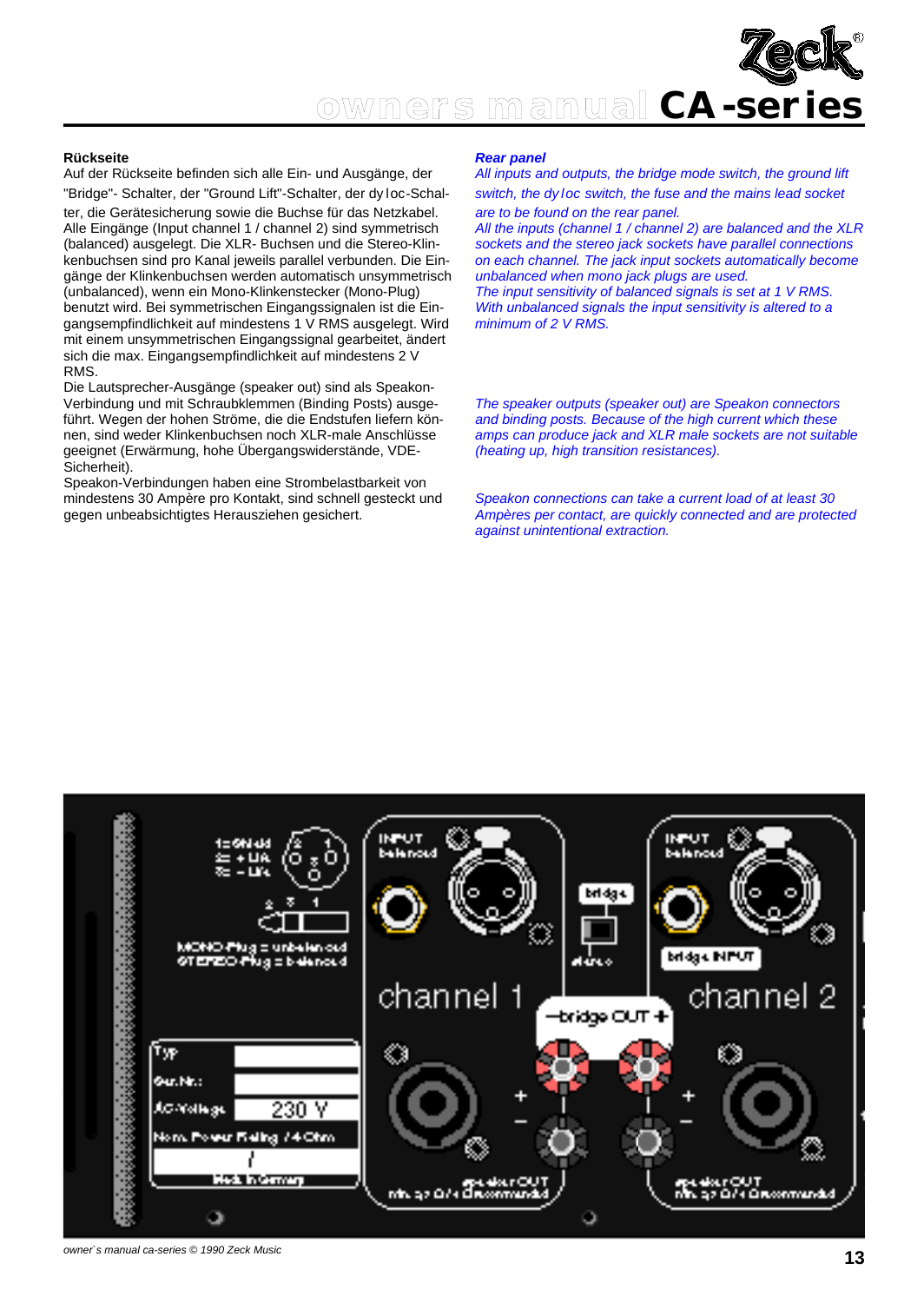## Rückseite

Auf der Rückseite befinden sich alle Ein- und Ausgänge, der "Bridge"- Schalter, der "Ground Lift"-Schalter, der dy loc-Schalter, die Gerätesicherung sowie die Buchse für das Netzkabel. Alle Eingänge (Input channel 1 / channel 2) sind symmetrisch (balanced) ausgelegt. Die XLR- Buchsen und die Stereo-Klinkenbuchsen sind pro Kanal jeweils parallel verbunden. Die Eingänge der Klinkenbuchsen werden automatisch unsymmetrisch (unbalanced), wenn ein Mono-Klinkenstecker (Mono-Plug) benutzt wird. Bei symmetrischen Eingangssignalen ist die Eingangsempfindlichkeit auf mindestens 1 V RMS ausgelegt. Wird mit einem unsymmetrischen Eingangssignal gearbeitet, ändert sich die max. Eingangsempfindlichkeit auf mindestens 2 V RMS.

Die Lautsprecher-Ausgänge (speaker out) sind als Speakon-Verbindung und mit Schraubklemmen (Binding Posts) ausgeführt. Wegen der hohen Ströme, die die Endstufen liefern können, sind weder Klinkenbuchsen noch XLR-male Anschlüsse geeignet (Erwärmung, hohe Übergangswiderstände, VDE-Sicherheit).

Speakon-Verbindungen haben eine Strombelastbarkeit von mindestens 30 Ampère pro Kontakt, sind schnell gesteckt und gegen unbeabsichtigtes Herausziehen gesichert.

## *Rear panel*

*All inputs and outputs, the bridge mode switch, the ground lift switch, the dy loc switch, the fuse and the mains lead socket are to be found on the rear panel.*

*All the inputs (channel 1 / channel 2) are balanced and the XLR sockets and the stereo jack sockets have parallel connections on each channel. The jack input sockets automatically become unbalanced when mono jack plugs are used.*

*The input sensitivity of balanced signals is set at 1 V RMS. With unbalanced signals the input sensitivity is altered to a minimum of 2 V RMS.*

*The speaker outputs (speaker out) are Speakon connectors and binding posts. Because of the high current which these amps can produce jack and XLR male sockets are not suitable (heating up, high transition resistances).*

*Speakon connections can take a current load of at least 30 Ampères per contact, are quickly connected and are protected against unintentional extraction.*

1=GND
2= + LIN
3= - LIN
MONO-Plug = unbalanced
STEREO-Plug = balanced
Typ
Ser.Nr.:
AC-Voltage 230 V
Nom. Power Rating / 4 Ohm
Made in Germany
INPUT balanced
bridge
stereo
channel 1
channel 2
bridge INPUT
—bridge OUT +
speaker OUT min. 2,7 Ω / 4 Ω recommended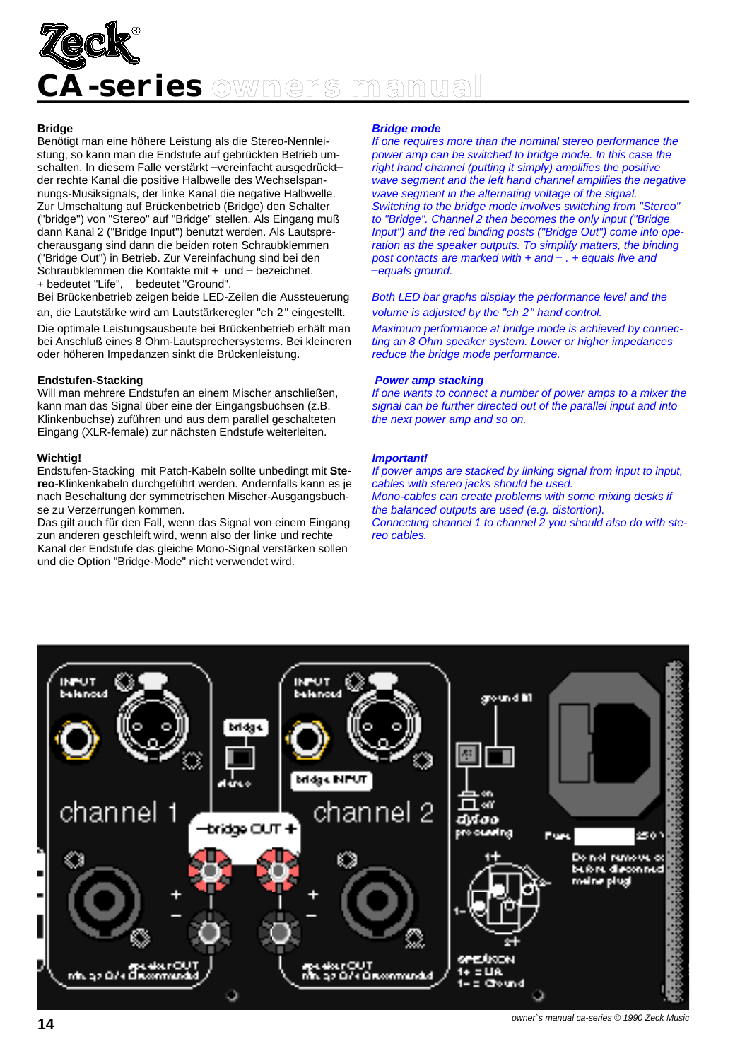# CA-series owners manual

### Bridge

Benötigt man eine höhere Leistung als die Stereo-Nennleistung, so kann man die Endstufe auf gebrückten Betrieb umschalten. In diesem Falle verstärkt –vereinfacht ausgedrückt– der rechte Kanal die positive Halbwelle des Wechselspannungs-Musiksignals, der linke Kanal die negative Halbwelle. Zur Umschaltung auf Brückenbetrieb (Bridge) den Schalter ("bridge") von "Stereo" auf "Bridge" stellen. Als Eingang muß dann Kanal 2 ("Bridge Input") benutzt werden. Als Lautsprecherausgang sind dann die beiden roten Schraubklemmen ("Bridge Out") in Betrieb. Zur Vereinfachung sind bei den Schraubklemmen die Kontakte mit + und – bezeichnet.
+ bedeutet "Life", – bedeutet "Ground".

Bei Brückenbetrieb zeigen beide LED-Zeilen die Aussteuerung an, die Lautstärke wird am Lautstärkeregler "ch 2" eingestellt.

Die optimale Leistungsausbeute bei Brückenbetrieb erhält man bei Anschluß eines 8 Ohm-Lautsprechersystems. Bei kleineren oder höheren Impedanzen sinkt die Brückenleistung.

### Endstufen-Stacking

Will man mehrere Endstufen an einem Mischer anschließen, kann man das Signal über eine der Eingangsbuchsen (z.B. Klinkenbuchse) zuführen und aus dem parallel geschalteten Eingang (XLR-female) zur nächsten Endstufe weiterleiten.

### Wichtig!

Endstufen-Stacking mit Patch-Kabeln sollte unbedingt mit **Stereo**-Klinkenkabeln durchgeführt werden. Andernfalls kann es je nach Beschaltung der symmetrischen Mischer-Ausgangsbuchse zu Verzerrungen kommen.

Das gilt auch für den Fall, wenn das Signal von einem Eingang zun anderen geschleift wird, wenn also der linke und rechte Kanal der Endstufe das gleiche Mono-Signal verstärken sollen und die Option "Bridge-Mode" nicht verwendet wird.

### *Bridge mode*

*If one requires more than the nominal stereo performance the power amp can be switched to bridge mode. In this case the right hand channel (putting it simply) amplifies the positive wave segment and the left hand channel amplifies the negative wave segment in the alternating voltage of the signal. Switching to the bridge mode involves switching from "Stereo" to "Bridge". Channel 2 then becomes the only input ("Bridge Input") and the red binding posts ("Bridge Out") come into operation as the speaker outputs. To simplify matters, the binding post contacts are marked with + and – . + equals live and –equals ground.*

*Both LED bar graphs display the performance level and the volume is adjusted by the "ch 2" hand control.*

*Maximum performance at bridge mode is achieved by connecting an 8 Ohm speaker system. Lower or higher impedances reduce the bridge mode performance.*

### *Power amp stacking*

*If one wants to connect a number of power amps to a mixer the signal can be further directed out of the parallel input and into the next power amp and so on.*

### *Important!*

*If power amps are stacked by linking signal from input to input, cables with stereo jacks should be used.*
*Mono-cables can create problems with some mixing desks if the balanced outputs are used (e.g. distortion).*
*Connecting channel 1 to channel 2 you should also do with stereo cables.*

INPUT balanced
bridge
stereo
channel 1
INPUT balanced
bridge INPUT
channel 2
–bridge OUT +
speaker OUT
min. 2 Ω / 4 Ω recommended
ground lift
on
off
dyfoo processing
Fuse
250 V
Do not remove cover before disconnecting mains plug
1+
1-
2+
SPEAKON
1+ = Life
1- = Ground

owner`s manual ca-series © 1990 Zeck Music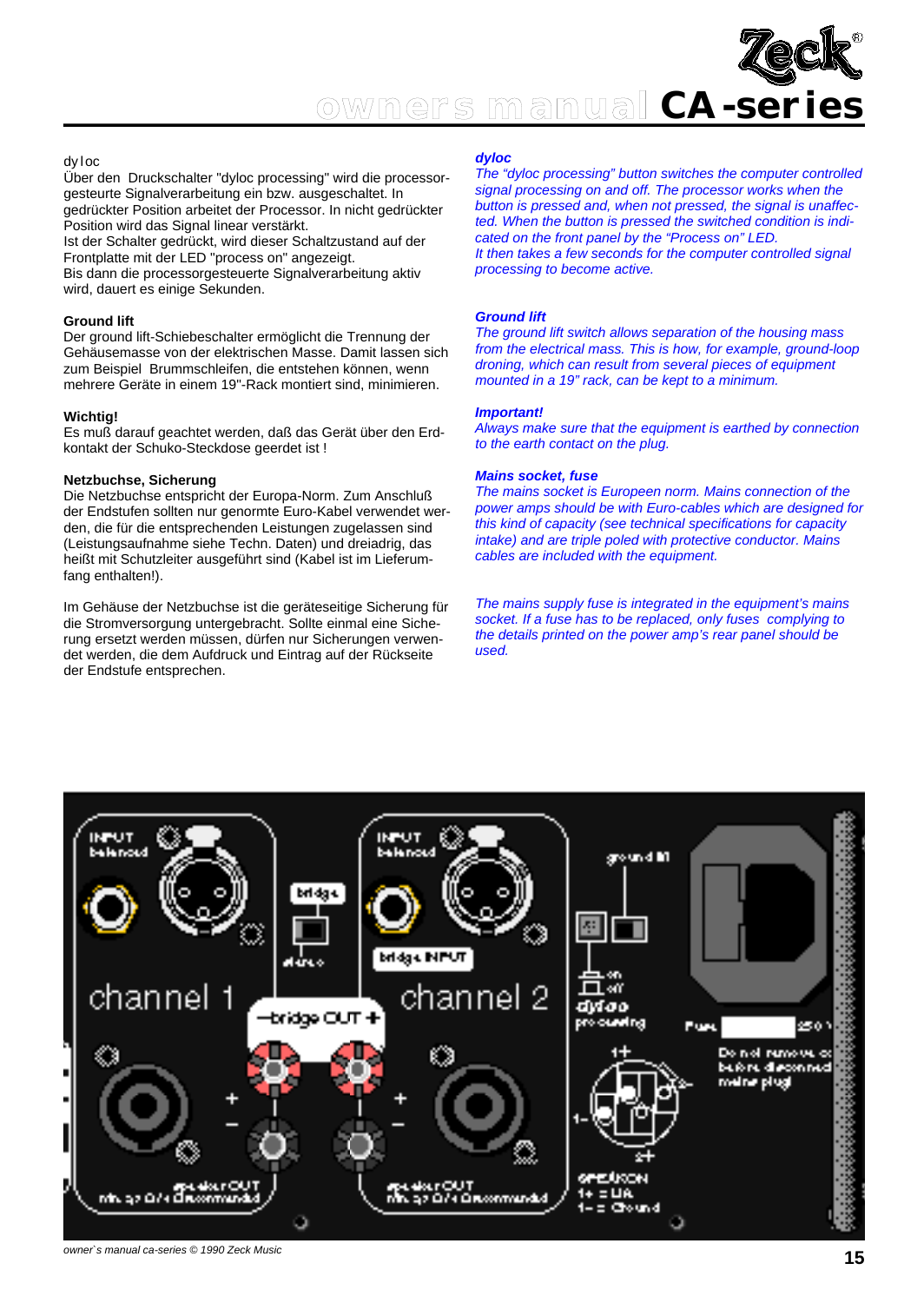dyloc

Über den  Druckschalter "dyloc processing" wird die processorgesteurte Signalverarbeitung ein bzw. ausgeschaltet. In gedrückter Position arbeitet der Processor. In nicht gedrückter Position wird das Signal linear verstärkt.
Ist der Schalter gedrückt, wird dieser Schaltzustand auf der Frontplatte mit der LED "process on" angezeigt.
Bis dann die processorgesteuerte Signalverarbeitung aktiv wird, dauert es einige Sekunden.

**Ground lift**

Der ground lift-Schiebeschalter ermöglicht die Trennung der Gehäusemasse von der elektrischen Masse. Damit lassen sich zum Beispiel  Brummschleifen, die entstehen können, wenn mehrere Geräte in einem 19"-Rack montiert sind, minimieren.

**Wichtig!**

Es muß darauf geachtet werden, daß das Gerät über den Erdkontakt der Schuko-Steckdose geerdet ist !

**Netzbuchse, Sicherung**

Die Netzbuchse entspricht der Europa-Norm. Zum Anschluß der Endstufen sollten nur genormte Euro-Kabel verwendet werden, die für die entsprechenden Leistungen zugelassen sind (Leistungsaufnahme siehe Techn. Daten) und dreiadrig, das heißt mit Schutzleiter ausgeführt sind (Kabel ist im Lieferumfang enthalten!).

Im Gehäuse der Netzbuchse ist die geräteseitige Sicherung für die Stromversorgung untergebracht. Sollte einmal eine Sicherung ersetzt werden müssen, dürfen nur Sicherungen verwendet werden, die dem Aufdruck und Eintrag auf der Rückseite der Endstufe entsprechen.

***dyloc***

*The “dyloc processing” button switches the computer controlled signal processing on and off. The processor works when the button is pressed and, when not pressed, the signal is unaffected. When the button is pressed the switched condition is indicated on the front panel by the “Process on” LED.*
*It then takes a few seconds for the computer controlled signal processing to become active.*

***Ground lift***

*The ground lift switch allows separation of the housing mass from the electrical mass. This is how, for example, ground-loop droning, which can result from several pieces of equipment mounted in a 19” rack, can be kept to a minimum.*

***Important!***

*Always make sure that the equipment is earthed by connection to the earth contact on the plug.*

***Mains socket, fuse***

*The mains socket is Europeen norm. Mains connection of the power amps should be with Euro-cables which are designed for this kind of capacity (see technical specifications for capacity intake) and are triple poled with protective conductor. Mains cables are included with the equipment.*

*The mains supply fuse is integrated in the equipment’s mains socket. If a fuse has to be replaced, only fuses  complying to the details printed on the power amp’s rear panel should be used.*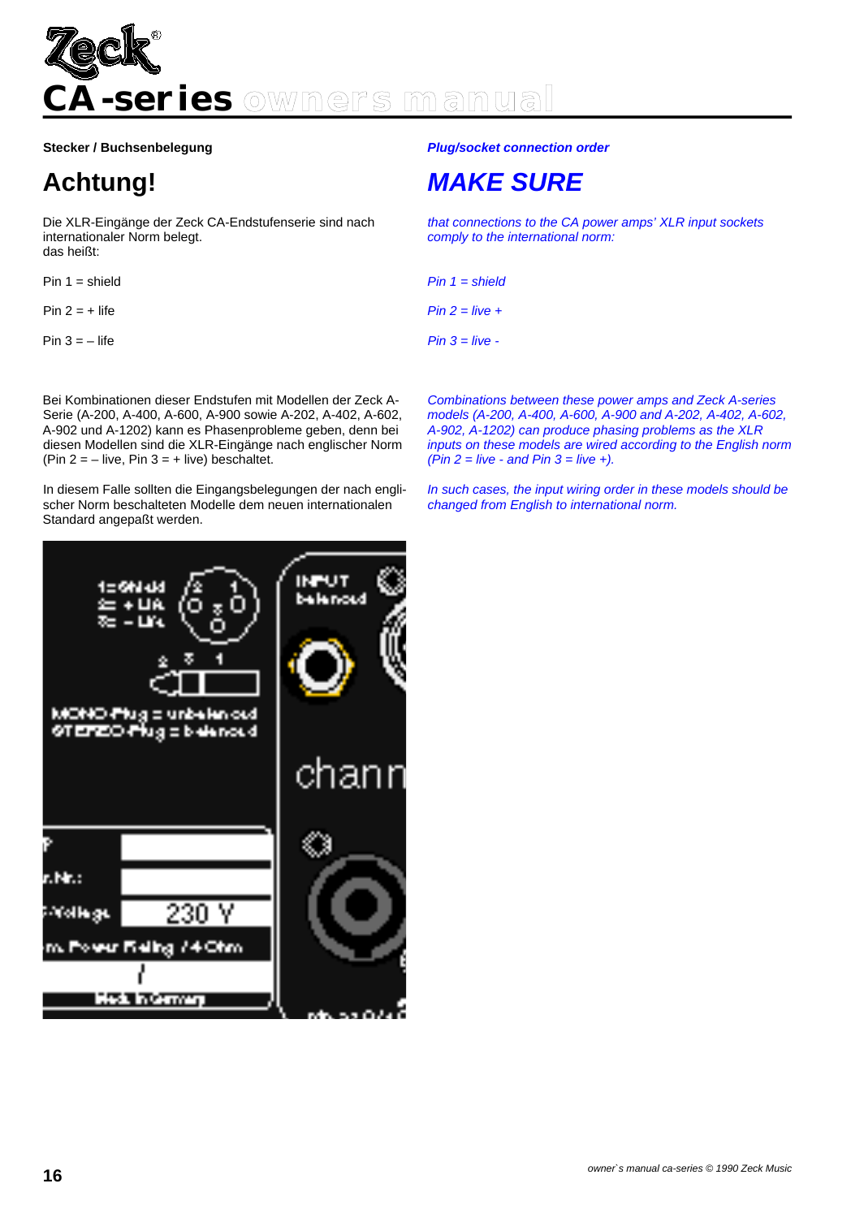# CA-series owners manual

**Stecker / Buchsenbelegung**

## Achtung!

Die XLR-Eingänge der Zeck CA-Endstufenserie sind nach internationaler Norm belegt.
das heißt:

Pin 1 = shield

Pin 2 = + life

Pin 3 = – life

Bei Kombinationen dieser Endstufen mit Modellen der Zeck A-Serie (A-200, A-400, A-600, A-900 sowie A-202, A-402, A-602, A-902 und A-1202) kann es Phasenprobleme geben, denn bei diesen Modellen sind die XLR-Eingänge nach englischer Norm (Pin 2 = – live, Pin 3 = + live) beschaltet.

In diesem Falle sollten die Eingangsbelegungen der nach englischer Norm beschalteten Modelle dem neuen internationalen Standard angepaßt werden.

***Plug/socket connection order***

## *MAKE SURE*

*that connections to the CA power amps' XLR input sockets comply to the international norm:*

*Pin 1 = shield*

*Pin 2 = live +*

*Pin 3 = live -*

*Combinations between these power amps and Zeck A-series models (A-200, A-400, A-600, A-900 and A-202, A-402, A-602, A-902, A-1202) can produce phasing problems as the XLR inputs on these models are wired according to the English norm (Pin 2 = live - and Pin 3 = live +).*

*In such cases, the input wiring order in these models should be changed from English to international norm.*

*owner`s manual ca-series © 1990 Zeck Music*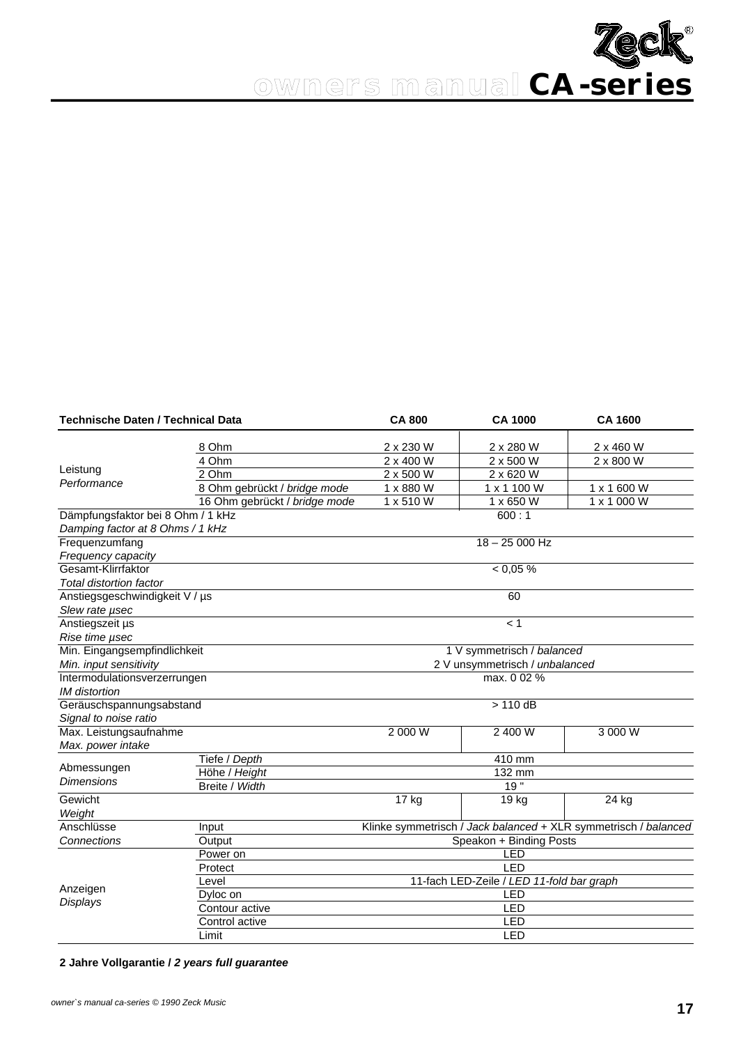| Technische Daten / Technical Data | | CA 800 | CA 1000 | CA 1600 |
|---|---|---|---|---|
| Leistung *Performance* | 8 Ohm | 2 x 230 W | 2 x 280 W | 2 x 460 W |
| | 4 Ohm | 2 x 400 W | 2 x 500 W | 2 x 800 W |
| | 2 Ohm | 2 x 500 W | 2 x 620 W | |
| | 8 Ohm gebrückt / *bridge mode* | 1 x 880 W | 1 x 1 100 W | 1 x 1 600 W |
| | 16 Ohm gebrückt / *bridge mode* | 1 x 510 W | 1 x 650 W | 1 x 1 000 W |
| Dämpfungsfaktor bei 8 Ohm / 1 kHz *Damping factor at 8 Ohms / 1 kHz* | | | 600 : 1 | |
| Frequenzumfang *Frequency capacity* | | | 18 – 25 000 Hz | |
| Gesamt-Klirrfaktor *Total distortion factor* | | | < 0,05 % | |
| Anstiegsgeschwindigkeit V / µs *Slew rate µsec* | | | 60 | |
| Anstiegszeit µs *Rise time µsec* | | | < 1 | |
| Min. Eingangsempfindlichkeit *Min. input sensitivity* | | | 1 V symmetrisch / *balanced* 2 V unsymmetrisch / *unbalanced* | |
| Intermodulationsverzerrungen *IM distortion* | | | max. 0 02 % | |
| Geräuschspannungsabstand *Signal to noise ratio* | | | > 110 dB | |
| Max. Leistungsaufnahme *Max. power intake* | | 2 000 W | 2 400 W | 3 000 W |
| Abmessungen *Dimensions* | Tiefe / *Depth* | | 410 mm | |
| | Höhe / *Height* | | 132 mm | |
| | Breite / *Width* | | 19 " | |
| Gewicht *Weight* | | 17 kg | 19 kg | 24 kg |
| Anschlüsse *Connections* | Input | | Klinke symmetrisch / *Jack balanced* + XLR symmetrisch / *balanced* | |
| | Output | | Speakon + Binding Posts | |
| Anzeigen *Displays* | Power on | | LED | |
| | Protect | | LED | |
| | Level | | 11-fach LED-Zeile / *LED 11-fold bar graph* | |
| | Dyloc on | | LED | |
| | Contour active | | LED | |
| | Control active | | LED | |
| | Limit | | LED | |

**2 Jahre Vollgarantie / *2 years full guarantee***